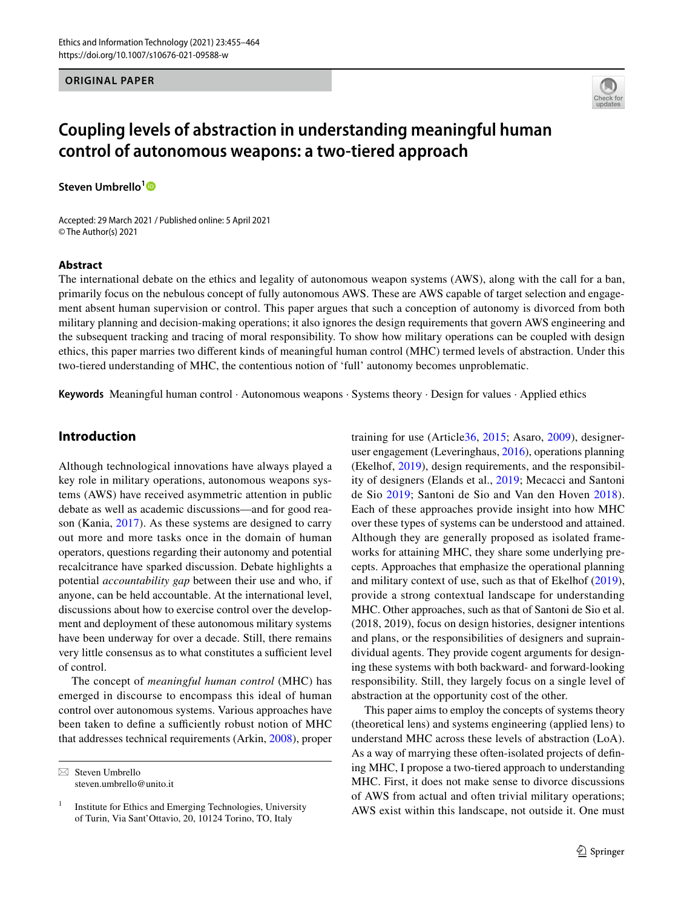ORIGINAL PAPER

# Coupling levels of abstraction in understanding meaningful human control of autonomous weapons: a two-tiered approach

**Steven Umbrello**[1]

Accepted: 29 March 2021 / Published online: 5 April 2021
© The Author(s) 2021

## Abstract

The international debate on the ethics and legality of autonomous weapon systems (AWS), along with the call for a ban, primarily focus on the nebulous concept of fully autonomous AWS. These are AWS capable of target selection and engagement absent human supervision or control. This paper argues that such a conception of autonomy is divorced from both military planning and decision-making operations; it also ignores the design requirements that govern AWS engineering and the subsequent tracking and tracing of moral responsibility. To show how military operations can be coupled with design ethics, this paper marries two different kinds of meaningful human control (MHC) termed levels of abstraction. Under this two-tiered understanding of MHC, the contentious notion of 'full' autonomy becomes unproblematic.

**Keywords** Meaningful human control · Autonomous weapons · Systems theory · Design for values · Applied ethics

## Introduction

Although technological innovations have always played a key role in military operations, autonomous weapons systems (AWS) have received asymmetric attention in public debate as well as academic discussions—and for good reason (Kania, 2017). As these systems are designed to carry out more and more tasks once in the domain of human operators, questions regarding their autonomy and potential recalcitrance have sparked discussion. Debate highlights a potential *accountability gap* between their use and who, if anyone, can be held accountable. At the international level, discussions about how to exercise control over the development and deployment of these autonomous military systems have been underway for over a decade. Still, there remains very little consensus as to what constitutes a sufficient level of control.

The concept of *meaningful human control* (MHC) has emerged in discourse to encompass this ideal of human control over autonomous systems. Various approaches have been taken to define a sufficiently robust notion of MHC that addresses technical requirements (Arkin, 2008), proper training for use (Article36, 2015; Asaro, 2009), designer-user engagement (Leveringhaus, 2016), operations planning (Ekelhof, 2019), design requirements, and the responsibility of designers (Elands et al., 2019; Mecacci and Santoni de Sio 2019; Santoni de Sio and Van den Hoven 2018). Each of these approaches provide insight into how MHC over these types of systems can be understood and attained. Although they are generally proposed as isolated frameworks for attaining MHC, they share some underlying precepts. Approaches that emphasize the operational planning and military context of use, such as that of Ekelhof (2019), provide a strong contextual landscape for understanding MHC. Other approaches, such as that of Santoni de Sio et al. (2018, 2019), focus on design histories, designer intentions and plans, or the responsibilities of designers and supraindividual agents. They provide cogent arguments for designing these systems with both backward- and forward-looking responsibility. Still, they largely focus on a single level of abstraction at the opportunity cost of the other.

This paper aims to employ the concepts of systems theory (theoretical lens) and systems engineering (applied lens) to understand MHC across these levels of abstraction (LoA). As a way of marrying these often-isolated projects of defining MHC, I propose a two-tiered approach to understanding MHC. First, it does not make sense to divorce discussions of AWS from actual and often trivial military operations; AWS exist within this landscape, not outside it. One must

✉ Steven Umbrello
steven.umbrello@unito.it

[1] Institute for Ethics and Emerging Technologies, University of Turin, Via Sant'Ottavio, 20, 10124 Torino, TO, Italy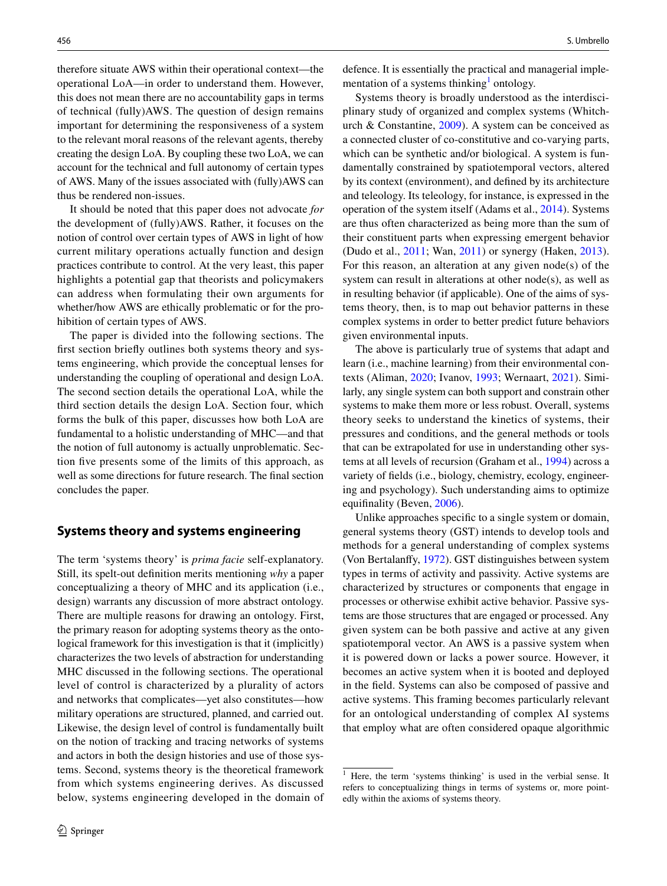therefore situate AWS within their operational context—the operational LoA—in order to understand them. However, this does not mean there are no accountability gaps in terms of technical (fully)AWS. The question of design remains important for determining the responsiveness of a system to the relevant moral reasons of the relevant agents, thereby creating the design LoA. By coupling these two LoA, we can account for the technical and full autonomy of certain types of AWS. Many of the issues associated with (fully)AWS can thus be rendered non-issues.

It should be noted that this paper does not advocate *for* the development of (fully)AWS. Rather, it focuses on the notion of control over certain types of AWS in light of how current military operations actually function and design practices contribute to control. At the very least, this paper highlights a potential gap that theorists and policymakers can address when formulating their own arguments for whether/how AWS are ethically problematic or for the prohibition of certain types of AWS.

The paper is divided into the following sections. The first section briefly outlines both systems theory and systems engineering, which provide the conceptual lenses for understanding the coupling of operational and design LoA. The second section details the operational LoA, while the third section details the design LoA. Section four, which forms the bulk of this paper, discusses how both LoA are fundamental to a holistic understanding of MHC—and that the notion of full autonomy is actually unproblematic. Section five presents some of the limits of this approach, as well as some directions for future research. The final section concludes the paper.

## Systems theory and systems engineering

The term 'systems theory' is *prima facie* self-explanatory. Still, its spelt-out definition merits mentioning *why* a paper conceptualizing a theory of MHC and its application (i.e., design) warrants any discussion of more abstract ontology. There are multiple reasons for drawing an ontology. First, the primary reason for adopting systems theory as the ontological framework for this investigation is that it (implicitly) characterizes the two levels of abstraction for understanding MHC discussed in the following sections. The operational level of control is characterized by a plurality of actors and networks that complicates—yet also constitutes—how military operations are structured, planned, and carried out. Likewise, the design level of control is fundamentally built on the notion of tracking and tracing networks of systems and actors in both the design histories and use of those systems. Second, systems theory is the theoretical framework from which systems engineering derives. As discussed below, systems engineering developed in the domain of defence. It is essentially the practical and managerial implementation of a systems thinking[1] ontology.

Systems theory is broadly understood as the interdisciplinary study of organized and complex systems (Whitchurch & Constantine, 2009). A system can be conceived as a connected cluster of co-constitutive and co-varying parts, which can be synthetic and/or biological. A system is fundamentally constrained by spatiotemporal vectors, altered by its context (environment), and defined by its architecture and teleology. Its teleology, for instance, is expressed in the operation of the system itself (Adams et al., 2014). Systems are thus often characterized as being more than the sum of their constituent parts when expressing emergent behavior (Dudo et al., 2011; Wan, 2011) or synergy (Haken, 2013). For this reason, an alteration at any given node(s) of the system can result in alterations at other node(s), as well as in resulting behavior (if applicable). One of the aims of systems theory, then, is to map out behavior patterns in these complex systems in order to better predict future behaviors given environmental inputs.

The above is particularly true of systems that adapt and learn (i.e., machine learning) from their environmental contexts (Aliman, 2020; Ivanov, 1993; Wernaart, 2021). Similarly, any single system can both support and constrain other systems to make them more or less robust. Overall, systems theory seeks to understand the kinetics of systems, their pressures and conditions, and the general methods or tools that can be extrapolated for use in understanding other systems at all levels of recursion (Graham et al., 1994) across a variety of fields (i.e., biology, chemistry, ecology, engineering and psychology). Such understanding aims to optimize equifinality (Beven, 2006).

Unlike approaches specific to a single system or domain, general systems theory (GST) intends to develop tools and methods for a general understanding of complex systems (Von Bertalanffy, 1972). GST distinguishes between system types in terms of activity and passivity. Active systems are characterized by structures or components that engage in processes or otherwise exhibit active behavior. Passive systems are those structures that are engaged or processed. Any given system can be both passive and active at any given spatiotemporal vector. An AWS is a passive system when it is powered down or lacks a power source. However, it becomes an active system when it is booted and deployed in the field. Systems can also be composed of passive and active systems. This framing becomes particularly relevant for an ontological understanding of complex AI systems that employ what are often considered opaque algorithmic

[1] Here, the term 'systems thinking' is used in the verbial sense. It refers to conceptualizing things in terms of systems or, more pointedly within the axioms of systems theory.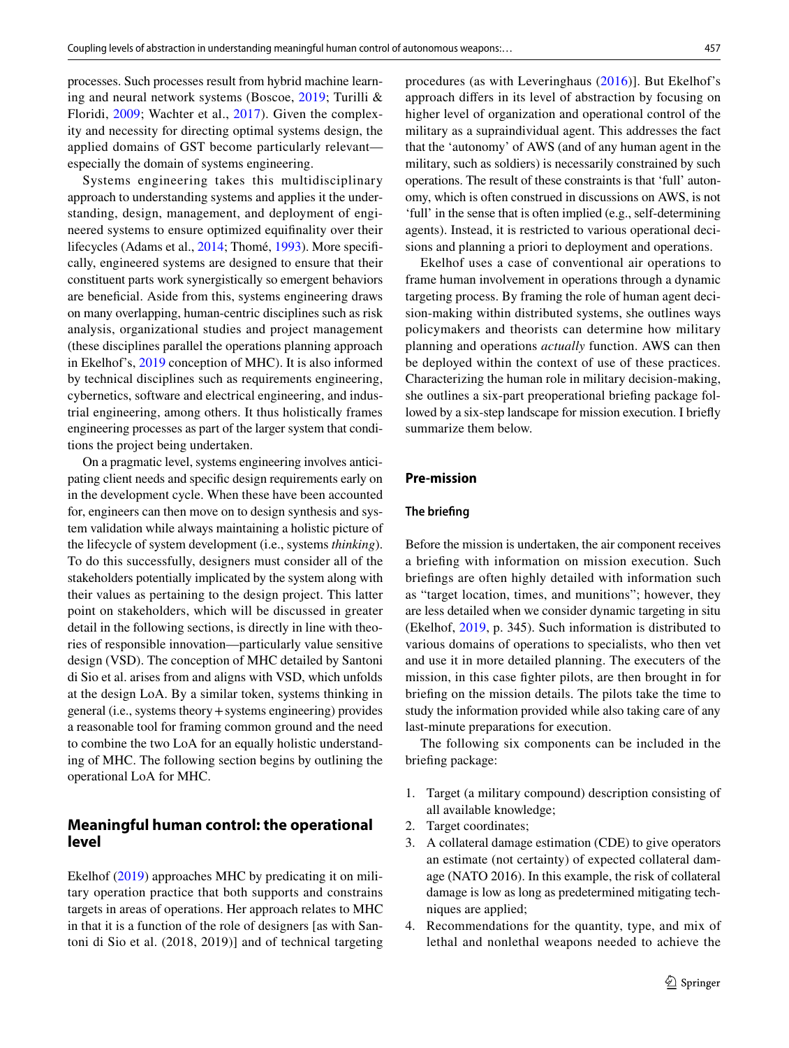processes. Such processes result from hybrid machine learning and neural network systems (Boscoe, 2019; Turilli & Floridi, 2009; Wachter et al., 2017). Given the complexity and necessity for directing optimal systems design, the applied domains of GST become particularly relevant—especially the domain of systems engineering.

Systems engineering takes this multidisciplinary approach to understanding systems and applies it the understanding, design, management, and deployment of engineered systems to ensure optimized equifinality over their lifecycles (Adams et al., 2014; Thomé, 1993). More specifically, engineered systems are designed to ensure that their constituent parts work synergistically so emergent behaviors are beneficial. Aside from this, systems engineering draws on many overlapping, human-centric disciplines such as risk analysis, organizational studies and project management (these disciplines parallel the operations planning approach in Ekelhof's, 2019 conception of MHC). It is also informed by technical disciplines such as requirements engineering, cybernetics, software and electrical engineering, and industrial engineering, among others. It thus holistically frames engineering processes as part of the larger system that conditions the project being undertaken.

On a pragmatic level, systems engineering involves anticipating client needs and specific design requirements early on in the development cycle. When these have been accounted for, engineers can then move on to design synthesis and system validation while always maintaining a holistic picture of the lifecycle of system development (i.e., systems *thinking*). To do this successfully, designers must consider all of the stakeholders potentially implicated by the system along with their values as pertaining to the design project. This latter point on stakeholders, which will be discussed in greater detail in the following sections, is directly in line with theories of responsible innovation—particularly value sensitive design (VSD). The conception of MHC detailed by Santoni di Sio et al. arises from and aligns with VSD, which unfolds at the design LoA. By a similar token, systems thinking in general (i.e., systems theory + systems engineering) provides a reasonable tool for framing common ground and the need to combine the two LoA for an equally holistic understanding of MHC. The following section begins by outlining the operational LoA for MHC.

## Meaningful human control: the operational level

Ekelhof (2019) approaches MHC by predicating it on military operation practice that both supports and constrains targets in areas of operations. Her approach relates to MHC in that it is a function of the role of designers [as with Santoni di Sio et al. (2018, 2019)] and of technical targeting procedures (as with Leveringhaus (2016)]. But Ekelhof's approach differs in its level of abstraction by focusing on higher level of organization and operational control of the military as a supraindividual agent. This addresses the fact that the 'autonomy' of AWS (and of any human agent in the military, such as soldiers) is necessarily constrained by such operations. The result of these constraints is that 'full' autonomy, which is often construed in discussions on AWS, is not 'full' in the sense that is often implied (e.g., self-determining agents). Instead, it is restricted to various operational decisions and planning a priori to deployment and operations.

Ekelhof uses a case of conventional air operations to frame human involvement in operations through a dynamic targeting process. By framing the role of human agent decision-making within distributed systems, she outlines ways policymakers and theorists can determine how military planning and operations *actually* function. AWS can then be deployed within the context of use of these practices. Characterizing the human role in military decision-making, she outlines a six-part preoperational briefing package followed by a six-step landscape for mission execution. I briefly summarize them below.

## Pre-mission

### The briefing

Before the mission is undertaken, the air component receives a briefing with information on mission execution. Such briefings are often highly detailed with information such as "target location, times, and munitions"; however, they are less detailed when we consider dynamic targeting in situ (Ekelhof, 2019, p. 345). Such information is distributed to various domains of operations to specialists, who then vet and use it in more detailed planning. The executers of the mission, in this case fighter pilots, are then brought in for briefing on the mission details. The pilots take the time to study the information provided while also taking care of any last-minute preparations for execution.

The following six components can be included in the briefing package:

1. Target (a military compound) description consisting of all available knowledge;
2. Target coordinates;
3. A collateral damage estimation (CDE) to give operators an estimate (not certainty) of expected collateral damage (NATO 2016). In this example, the risk of collateral damage is low as long as predetermined mitigating techniques are applied;
4. Recommendations for the quantity, type, and mix of lethal and nonlethal weapons needed to achieve the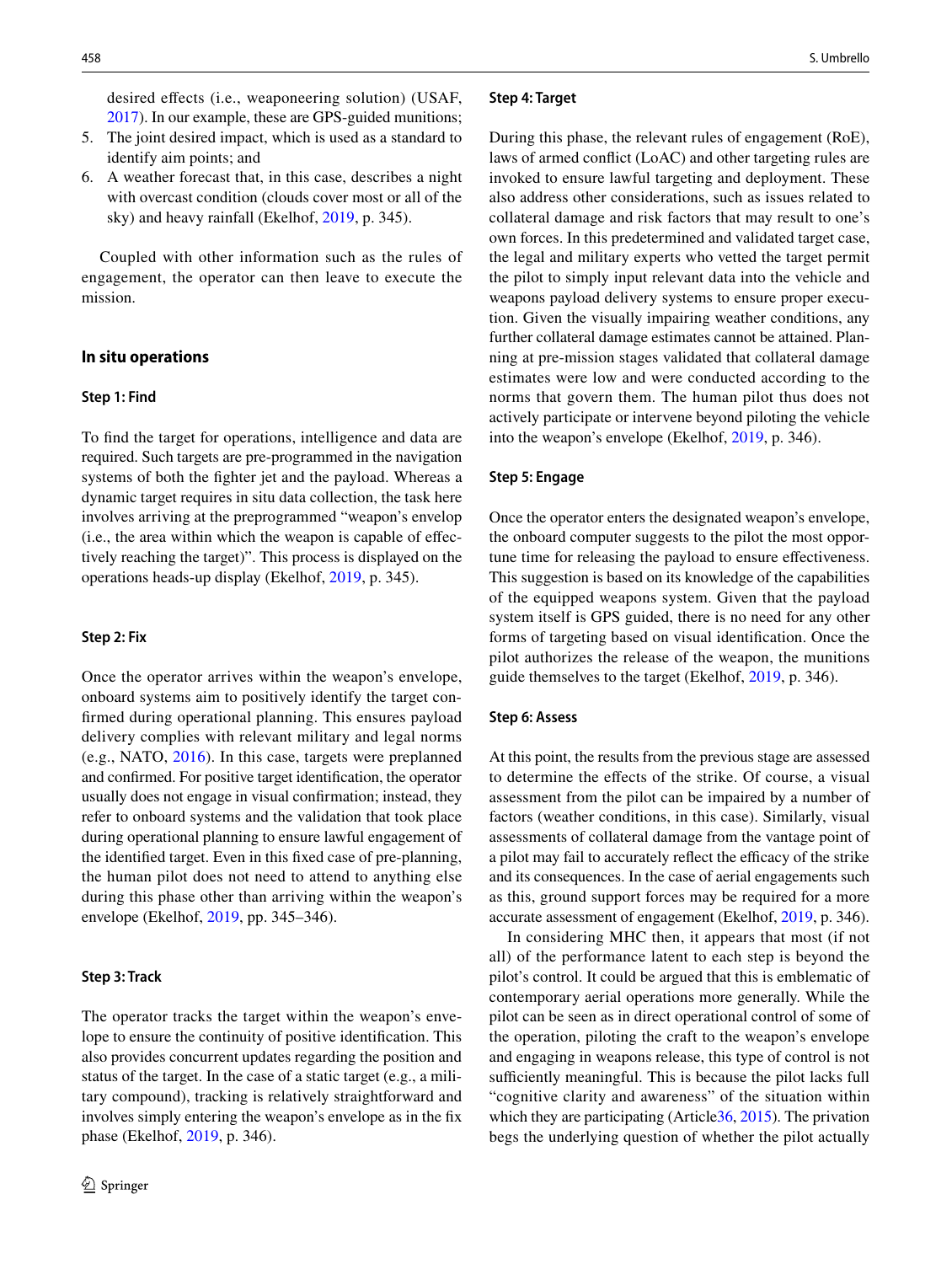desired effects (i.e., weaponeering solution) (USAF, 2017). In our example, these are GPS-guided munitions;

5. The joint desired impact, which is used as a standard to identify aim points; and
6. A weather forecast that, in this case, describes a night with overcast condition (clouds cover most or all of the sky) and heavy rainfall (Ekelhof, 2019, p. 345).

Coupled with other information such as the rules of engagement, the operator can then leave to execute the mission.

## In situ operations

### Step 1: Find

To find the target for operations, intelligence and data are required. Such targets are pre-programmed in the navigation systems of both the fighter jet and the payload. Whereas a dynamic target requires in situ data collection, the task here involves arriving at the preprogrammed "weapon's envelop (i.e., the area within which the weapon is capable of effectively reaching the target)". This process is displayed on the operations heads-up display (Ekelhof, 2019, p. 345).

### Step 2: Fix

Once the operator arrives within the weapon's envelope, onboard systems aim to positively identify the target confirmed during operational planning. This ensures payload delivery complies with relevant military and legal norms (e.g., NATO, 2016). In this case, targets were preplanned and confirmed. For positive target identification, the operator usually does not engage in visual confirmation; instead, they refer to onboard systems and the validation that took place during operational planning to ensure lawful engagement of the identified target. Even in this fixed case of pre-planning, the human pilot does not need to attend to anything else during this phase other than arriving within the weapon's envelope (Ekelhof, 2019, pp. 345–346).

### Step 3: Track

The operator tracks the target within the weapon's envelope to ensure the continuity of positive identification. This also provides concurrent updates regarding the position and status of the target. In the case of a static target (e.g., a military compound), tracking is relatively straightforward and involves simply entering the weapon's envelope as in the fix phase (Ekelhof, 2019, p. 346).

### Step 4: Target

During this phase, the relevant rules of engagement (RoE), laws of armed conflict (LoAC) and other targeting rules are invoked to ensure lawful targeting and deployment. These also address other considerations, such as issues related to collateral damage and risk factors that may result to one's own forces. In this predetermined and validated target case, the legal and military experts who vetted the target permit the pilot to simply input relevant data into the vehicle and weapons payload delivery systems to ensure proper execution. Given the visually impairing weather conditions, any further collateral damage estimates cannot be attained. Planning at pre-mission stages validated that collateral damage estimates were low and were conducted according to the norms that govern them. The human pilot thus does not actively participate or intervene beyond piloting the vehicle into the weapon's envelope (Ekelhof, 2019, p. 346).

### Step 5: Engage

Once the operator enters the designated weapon's envelope, the onboard computer suggests to the pilot the most opportune time for releasing the payload to ensure effectiveness. This suggestion is based on its knowledge of the capabilities of the equipped weapons system. Given that the payload system itself is GPS guided, there is no need for any other forms of targeting based on visual identification. Once the pilot authorizes the release of the weapon, the munitions guide themselves to the target (Ekelhof, 2019, p. 346).

### Step 6: Assess

At this point, the results from the previous stage are assessed to determine the effects of the strike. Of course, a visual assessment from the pilot can be impaired by a number of factors (weather conditions, in this case). Similarly, visual assessments of collateral damage from the vantage point of a pilot may fail to accurately reflect the efficacy of the strike and its consequences. In the case of aerial engagements such as this, ground support forces may be required for a more accurate assessment of engagement (Ekelhof, 2019, p. 346).

In considering MHC then, it appears that most (if not all) of the performance latent to each step is beyond the pilot's control. It could be argued that this is emblematic of contemporary aerial operations more generally. While the pilot can be seen as in direct operational control of some of the operation, piloting the craft to the weapon's envelope and engaging in weapons release, this type of control is not sufficiently meaningful. This is because the pilot lacks full "cognitive clarity and awareness" of the situation within which they are participating (Article36, 2015). The privation begs the underlying question of whether the pilot actually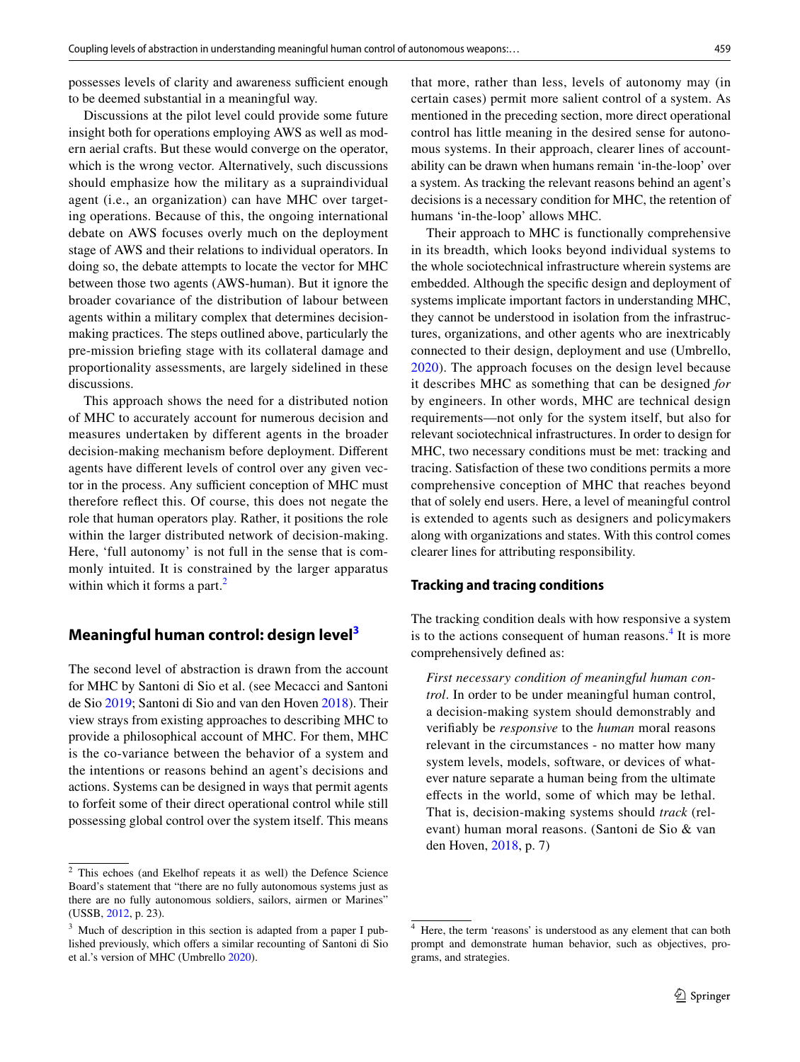possesses levels of clarity and awareness sufficient enough to be deemed substantial in a meaningful way.

Discussions at the pilot level could provide some future insight both for operations employing AWS as well as modern aerial crafts. But these would converge on the operator, which is the wrong vector. Alternatively, such discussions should emphasize how the military as a supraindividual agent (i.e., an organization) can have MHC over targeting operations. Because of this, the ongoing international debate on AWS focuses overly much on the deployment stage of AWS and their relations to individual operators. In doing so, the debate attempts to locate the vector for MHC between those two agents (AWS-human). But it ignore the broader covariance of the distribution of labour between agents within a military complex that determines decision-making practices. The steps outlined above, particularly the pre-mission briefing stage with its collateral damage and proportionality assessments, are largely sidelined in these discussions.

This approach shows the need for a distributed notion of MHC to accurately account for numerous decision and measures undertaken by different agents in the broader decision-making mechanism before deployment. Different agents have different levels of control over any given vector in the process. Any sufficient conception of MHC must therefore reflect this. Of course, this does not negate the role that human operators play. Rather, it positions the role within the larger distributed network of decision-making. Here, 'full autonomy' is not full in the sense that is commonly intuited. It is constrained by the larger apparatus within which it forms a part.[2]

## Meaningful human control: design level[3]

The second level of abstraction is drawn from the account for MHC by Santoni di Sio et al. (see Mecacci and Santoni de Sio 2019; Santoni di Sio and van den Hoven 2018). Their view strays from existing approaches to describing MHC to provide a philosophical account of MHC. For them, MHC is the co-variance between the behavior of a system and the intentions or reasons behind an agent's decisions and actions. Systems can be designed in ways that permit agents to forfeit some of their direct operational control while still possessing global control over the system itself. This means that more, rather than less, levels of autonomy may (in certain cases) permit more salient control of a system. As mentioned in the preceding section, more direct operational control has little meaning in the desired sense for autonomous systems. In their approach, clearer lines of accountability can be drawn when humans remain 'in-the-loop' over a system. As tracking the relevant reasons behind an agent's decisions is a necessary condition for MHC, the retention of humans 'in-the-loop' allows MHC.

Their approach to MHC is functionally comprehensive in its breadth, which looks beyond individual systems to the whole sociotechnical infrastructure wherein systems are embedded. Although the specific design and deployment of systems implicate important factors in understanding MHC, they cannot be understood in isolation from the infrastructures, organizations, and other agents who are inextricably connected to their design, deployment and use (Umbrello, 2020). The approach focuses on the design level because it describes MHC as something that can be designed *for* by engineers. In other words, MHC are technical design requirements—not only for the system itself, but also for relevant sociotechnical infrastructures. In order to design for MHC, two necessary conditions must be met: tracking and tracing. Satisfaction of these two conditions permits a more comprehensive conception of MHC that reaches beyond that of solely end users. Here, a level of meaningful control is extended to agents such as designers and policymakers along with organizations and states. With this control comes clearer lines for attributing responsibility.

### Tracking and tracing conditions

The tracking condition deals with how responsive a system is to the actions consequent of human reasons.[4] It is more comprehensively defined as:

> *First necessary condition of meaningful human control*. In order to be under meaningful human control, a decision-making system should demonstrably and verifiably be *responsive* to the *human* moral reasons relevant in the circumstances - no matter how many system levels, models, software, or devices of whatever nature separate a human being from the ultimate effects in the world, some of which may be lethal. That is, decision-making systems should *track* (relevant) human moral reasons. (Santoni de Sio & van den Hoven, 2018, p. 7)

---

[2] This echoes (and Ekelhof repeats it as well) the Defence Science Board's statement that "there are no fully autonomous systems just as there are no fully autonomous soldiers, sailors, airmen or Marines" (USSB, 2012, p. 23).

[3] Much of description in this section is adapted from a paper I published previously, which offers a similar recounting of Santoni di Sio et al.'s version of MHC (Umbrello 2020).

[4] Here, the term 'reasons' is understood as any element that can both prompt and demonstrate human behavior, such as objectives, programs, and strategies.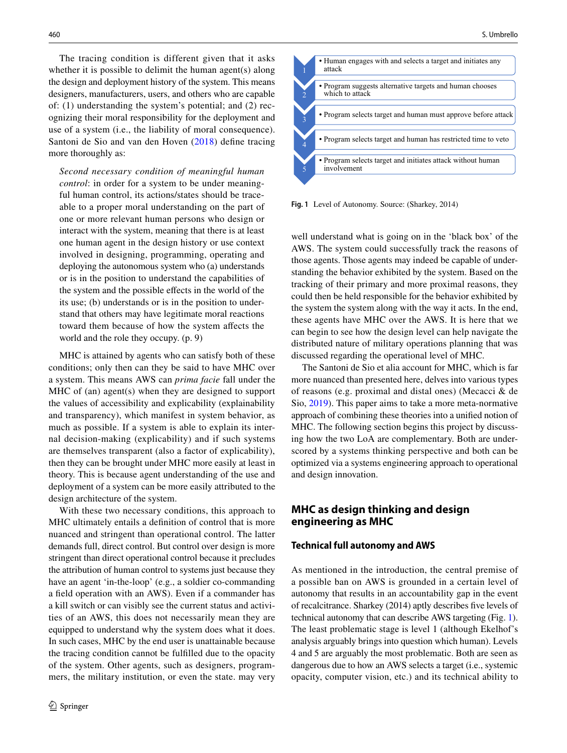The tracing condition is different given that it asks whether it is possible to delimit the human agent(s) along the design and deployment history of the system. This means designers, manufacturers, users, and others who are capable of: (1) understanding the system's potential; and (2) recognizing their moral responsibility for the deployment and use of a system (i.e., the liability of moral consequence). Santoni de Sio and van den Hoven (2018) define tracing more thoroughly as:

> *Second necessary condition of meaningful human control*: in order for a system to be under meaningful human control, its actions/states should be traceable to a proper moral understanding on the part of one or more relevant human persons who design or interact with the system, meaning that there is at least one human agent in the design history or use context involved in designing, programming, operating and deploying the autonomous system who (a) understands or is in the position to understand the capabilities of the system and the possible effects in the world of the its use; (b) understands or is in the position to understand that others may have legitimate moral reactions toward them because of how the system affects the world and the role they occupy. (p. 9)

MHC is attained by agents who can satisfy both of these conditions; only then can they be said to have MHC over a system. This means AWS can *prima facie* fall under the MHC of (an) agent(s) when they are designed to support the values of accessibility and explicability (explainability and transparency), which manifest in system behavior, as much as possible. If a system is able to explain its internal decision-making (explicability) and if such systems are themselves transparent (also a factor of explicability), then they can be brought under MHC more easily at least in theory. This is because agent understanding of the use and deployment of a system can be more easily attributed to the design architecture of the system.

With these two necessary conditions, this approach to MHC ultimately entails a definition of control that is more nuanced and stringent than operational control. The latter demands full, direct control. But control over design is more stringent than direct operational control because it precludes the attribution of human control to systems just because they have an agent 'in-the-loop' (e.g., a soldier co-commanding a field operation with an AWS). Even if a commander has a kill switch or can visibly see the current status and activities of an AWS, this does not necessarily mean they are equipped to understand why the system does what it does. In such cases, MHC by the end user is unattainable because the tracing condition cannot be fulfilled due to the opacity of the system. Other agents, such as designers, programmers, the military institution, or even the state. may very well understand what is going on in the 'black box' of the AWS. The system could successfully track the reasons of those agents. Those agents may indeed be capable of understanding the behavior exhibited by the system. Based on the tracking of their primary and more proximal reasons, they could then be held responsible for the behavior exhibited by the system the system along with the way it acts. In the end, these agents have MHC over the AWS. It is here that we can begin to see how the design level can help navigate the distributed nature of military operations planning that was discussed regarding the operational level of MHC.

| Level | Description |
|---|---|
| 1 | Human engages with and selects a target and initiates any attack |
| 2 | Program suggests alternative targets and human chooses which to attack |
| 3 | Program selects target and human must approve before attack |
| 4 | Program selects target and human has restricted time to veto |
| 5 | Program selects target and initiates attack without human involvement |

**Fig. 1** Level of Autonomy. Source: (Sharkey, 2014)

The Santoni de Sio et alia account for MHC, which is far more nuanced than presented here, delves into various types of reasons (e.g. proximal and distal ones) (Mecacci & de Sio, 2019). This paper aims to take a more meta-normative approach of combining these theories into a unified notion of MHC. The following section begins this project by discussing how the two LoA are complementary. Both are underscored by a systems thinking perspective and both can be optimized via a systems engineering approach to operational and design innovation.

## MHC as design thinking and design engineering as MHC

### Technical full autonomy and AWS

As mentioned in the introduction, the central premise of a possible ban on AWS is grounded in a certain level of autonomy that results in an accountability gap in the event of recalcitrance. Sharkey (2014) aptly describes five levels of technical autonomy that can describe AWS targeting (Fig. 1). The least problematic stage is level 1 (although Ekelhof's analysis arguably brings into question which human). Levels 4 and 5 are arguably the most problematic. Both are seen as dangerous due to how an AWS selects a target (i.e., systemic opacity, computer vision, etc.) and its technical ability to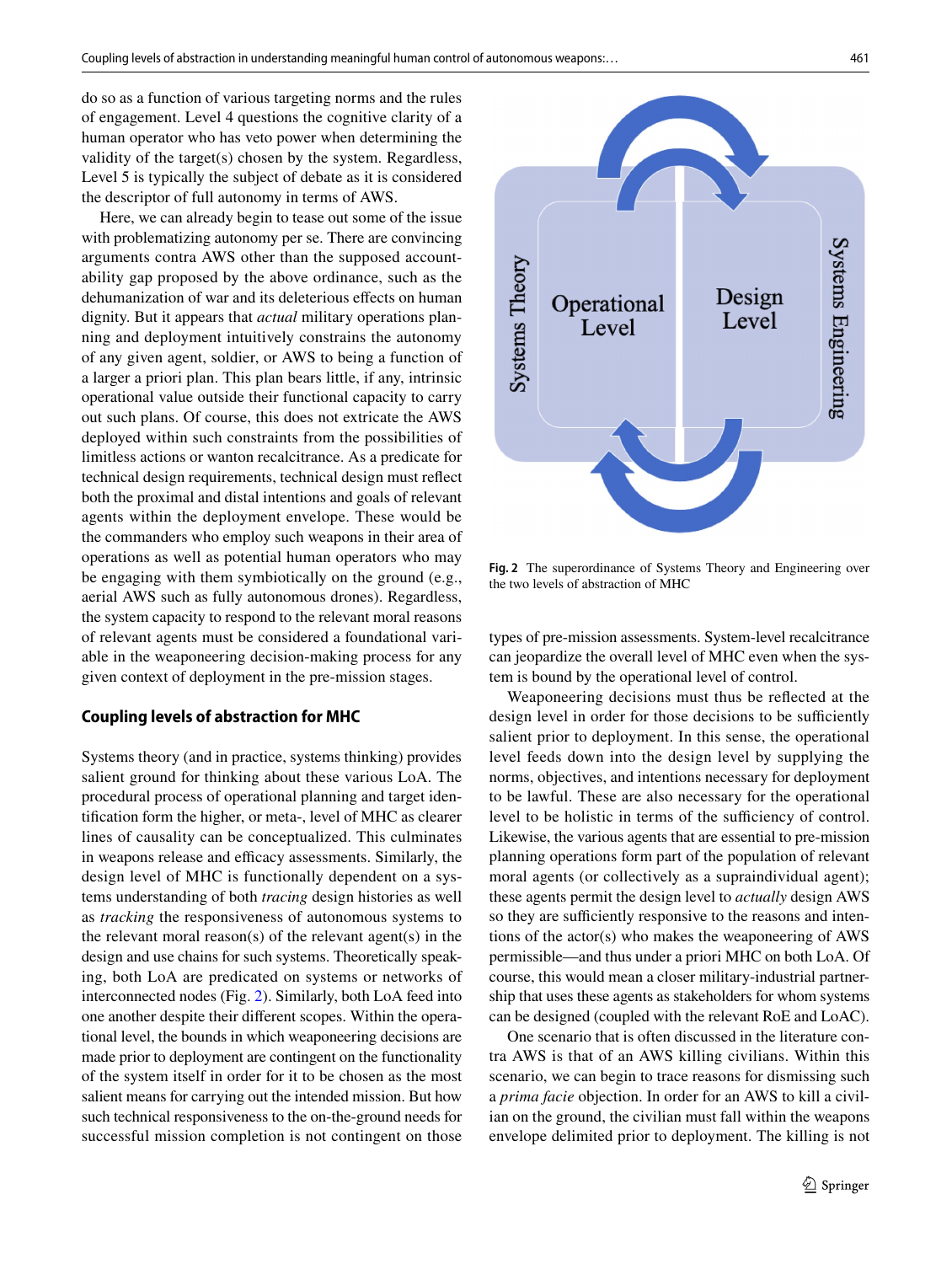do so as a function of various targeting norms and the rules of engagement. Level 4 questions the cognitive clarity of a human operator who has veto power when determining the validity of the target(s) chosen by the system. Regardless, Level 5 is typically the subject of debate as it is considered the descriptor of full autonomy in terms of AWS.

Here, we can already begin to tease out some of the issue with problematizing autonomy per se. There are convincing arguments contra AWS other than the supposed accountability gap proposed by the above ordinance, such as the dehumanization of war and its deleterious effects on human dignity. But it appears that *actual* military operations planning and deployment intuitively constrains the autonomy of any given agent, soldier, or AWS to being a function of a larger a priori plan. This plan bears little, if any, intrinsic operational value outside their functional capacity to carry out such plans. Of course, this does not extricate the AWS deployed within such constraints from the possibilities of limitless actions or wanton recalcitrance. As a predicate for technical design requirements, technical design must reflect both the proximal and distal intentions and goals of relevant agents within the deployment envelope. These would be the commanders who employ such weapons in their area of operations as well as potential human operators who may be engaging with them symbiotically on the ground (e.g., aerial AWS such as fully autonomous drones). Regardless, the system capacity to respond to the relevant moral reasons of relevant agents must be considered a foundational variable in the weaponeering decision-making process for any given context of deployment in the pre-mission stages.

## Coupling levels of abstraction for MHC

Systems theory (and in practice, systems thinking) provides salient ground for thinking about these various LoA. The procedural process of operational planning and target identification form the higher, or meta-, level of MHC as clearer lines of causality can be conceptualized. This culminates in weapons release and efficacy assessments. Similarly, the design level of MHC is functionally dependent on a systems understanding of both *tracing* design histories as well as *tracking* the responsiveness of autonomous systems to the relevant moral reason(s) of the relevant agent(s) in the design and use chains for such systems. Theoretically speaking, both LoA are predicated on systems or networks of interconnected nodes (Fig. 2). Similarly, both LoA feed into one another despite their different scopes. Within the operational level, the bounds in which weaponeering decisions are made prior to deployment are contingent on the functionality of the system itself in order for it to be chosen as the most salient means for carrying out the intended mission. But how such technical responsiveness to the on-the-ground needs for successful mission completion is not contingent on those types of pre-mission assessments. System-level recalcitrance can jeopardize the overall level of MHC even when the system is bound by the operational level of control.

**Fig. 2** The superordinance of Systems Theory and Engineering over the two levels of abstraction of MHC

Weaponeering decisions must thus be reflected at the design level in order for those decisions to be sufficiently salient prior to deployment. In this sense, the operational level feeds down into the design level by supplying the norms, objectives, and intentions necessary for deployment to be lawful. These are also necessary for the operational level to be holistic in terms of the sufficiency of control. Likewise, the various agents that are essential to pre-mission planning operations form part of the population of relevant moral agents (or collectively as a supraindividual agent); these agents permit the design level to *actually* design AWS so they are sufficiently responsive to the reasons and intentions of the actor(s) who makes the weaponeering of AWS permissible—and thus under a priori MHC on both LoA. Of course, this would mean a closer military-industrial partnership that uses these agents as stakeholders for whom systems can be designed (coupled with the relevant RoE and LoAC).

One scenario that is often discussed in the literature contra AWS is that of an AWS killing civilians. Within this scenario, we can begin to trace reasons for dismissing such a *prima facie* objection. In order for an AWS to kill a civilian on the ground, the civilian must fall within the weapons envelope delimited prior to deployment. The killing is not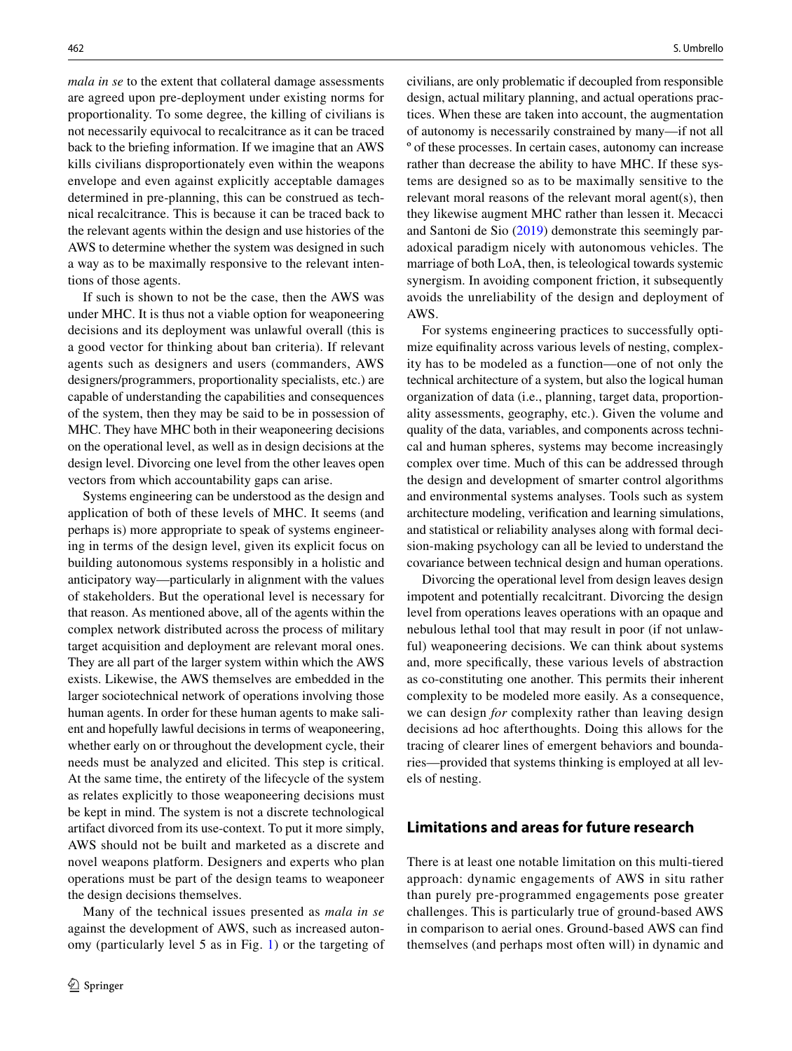*mala in se* to the extent that collateral damage assessments are agreed upon pre-deployment under existing norms for proportionality. To some degree, the killing of civilians is not necessarily equivocal to recalcitrance as it can be traced back to the briefing information. If we imagine that an AWS kills civilians disproportionately even within the weapons envelope and even against explicitly acceptable damages determined in pre-planning, this can be construed as technical recalcitrance. This is because it can be traced back to the relevant agents within the design and use histories of the AWS to determine whether the system was designed in such a way as to be maximally responsive to the relevant intentions of those agents.

If such is shown to not be the case, then the AWS was under MHC. It is thus not a viable option for weaponeering decisions and its deployment was unlawful overall (this is a good vector for thinking about ban criteria). If relevant agents such as designers and users (commanders, AWS designers/programmers, proportionality specialists, etc.) are capable of understanding the capabilities and consequences of the system, then they may be said to be in possession of MHC. They have MHC both in their weaponeering decisions on the operational level, as well as in design decisions at the design level. Divorcing one level from the other leaves open vectors from which accountability gaps can arise.

Systems engineering can be understood as the design and application of both of these levels of MHC. It seems (and perhaps is) more appropriate to speak of systems engineering in terms of the design level, given its explicit focus on building autonomous systems responsibly in a holistic and anticipatory way—particularly in alignment with the values of stakeholders. But the operational level is necessary for that reason. As mentioned above, all of the agents within the complex network distributed across the process of military target acquisition and deployment are relevant moral ones. They are all part of the larger system within which the AWS exists. Likewise, the AWS themselves are embedded in the larger sociotechnical network of operations involving those human agents. In order for these human agents to make salient and hopefully lawful decisions in terms of weaponeering, whether early on or throughout the development cycle, their needs must be analyzed and elicited. This step is critical. At the same time, the entirety of the lifecycle of the system as relates explicitly to those weaponeering decisions must be kept in mind. The system is not a discrete technological artifact divorced from its use-context. To put it more simply, AWS should not be built and marketed as a discrete and novel weapons platform. Designers and experts who plan operations must be part of the design teams to weaponeer the design decisions themselves.

Many of the technical issues presented as *mala in se* against the development of AWS, such as increased autonomy (particularly level 5 as in Fig. 1) or the targeting of civilians, are only problematic if decoupled from responsible design, actual military planning, and actual operations practices. When these are taken into account, the augmentation of autonomy is necessarily constrained by many—if not all º of these processes. In certain cases, autonomy can increase rather than decrease the ability to have MHC. If these systems are designed so as to be maximally sensitive to the relevant moral reasons of the relevant moral agent(s), then they likewise augment MHC rather than lessen it. Mecacci and Santoni de Sio (2019) demonstrate this seemingly paradoxical paradigm nicely with autonomous vehicles. The marriage of both LoA, then, is teleological towards systemic synergism. In avoiding component friction, it subsequently avoids the unreliability of the design and deployment of AWS.

For systems engineering practices to successfully optimize equifinality across various levels of nesting, complexity has to be modeled as a function—one of not only the technical architecture of a system, but also the logical human organization of data (i.e., planning, target data, proportionality assessments, geography, etc.). Given the volume and quality of the data, variables, and components across technical and human spheres, systems may become increasingly complex over time. Much of this can be addressed through the design and development of smarter control algorithms and environmental systems analyses. Tools such as system architecture modeling, verification and learning simulations, and statistical or reliability analyses along with formal decision-making psychology can all be levied to understand the covariance between technical design and human operations.

Divorcing the operational level from design leaves design impotent and potentially recalcitrant. Divorcing the design level from operations leaves operations with an opaque and nebulous lethal tool that may result in poor (if not unlawful) weaponeering decisions. We can think about systems and, more specifically, these various levels of abstraction as co-constituting one another. This permits their inherent complexity to be modeled more easily. As a consequence, we can design *for* complexity rather than leaving design decisions ad hoc afterthoughts. Doing this allows for the tracing of clearer lines of emergent behaviors and boundaries—provided that systems thinking is employed at all levels of nesting.

## Limitations and areas for future research

There is at least one notable limitation on this multi-tiered approach: dynamic engagements of AWS in situ rather than purely pre-programmed engagements pose greater challenges. This is particularly true of ground-based AWS in comparison to aerial ones. Ground-based AWS can find themselves (and perhaps most often will) in dynamic and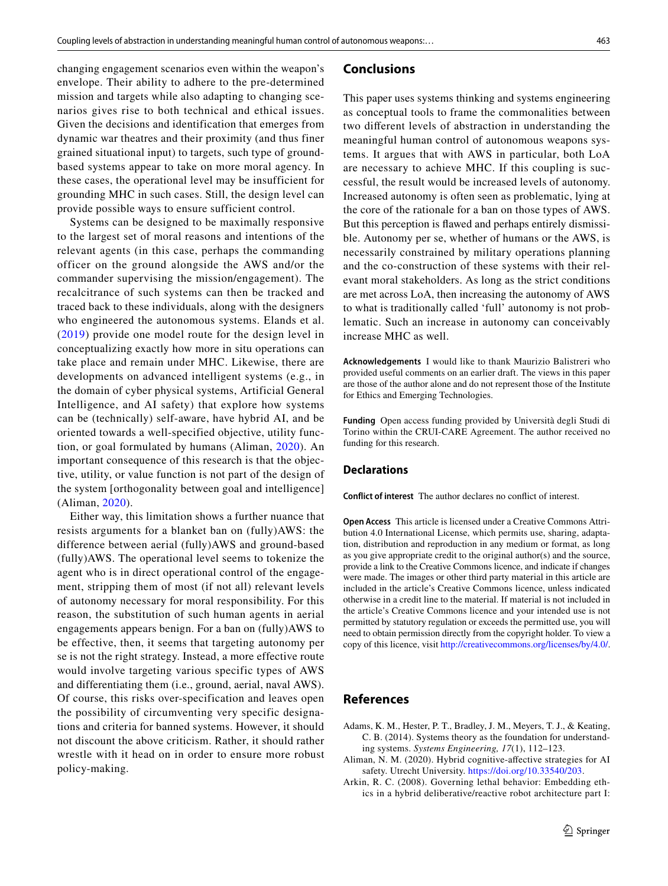changing engagement scenarios even within the weapon's envelope. Their ability to adhere to the pre-determined mission and targets while also adapting to changing scenarios gives rise to both technical and ethical issues. Given the decisions and identification that emerges from dynamic war theatres and their proximity (and thus finer grained situational input) to targets, such type of ground-based systems appear to take on more moral agency. In these cases, the operational level may be insufficient for grounding MHC in such cases. Still, the design level can provide possible ways to ensure sufficient control.

Systems can be designed to be maximally responsive to the largest set of moral reasons and intentions of the relevant agents (in this case, perhaps the commanding officer on the ground alongside the AWS and/or the commander supervising the mission/engagement). The recalcitrance of such systems can then be tracked and traced back to these individuals, along with the designers who engineered the autonomous systems. Elands et al. (2019) provide one model route for the design level in conceptualizing exactly how more in situ operations can take place and remain under MHC. Likewise, there are developments on advanced intelligent systems (e.g., in the domain of cyber physical systems, Artificial General Intelligence, and AI safety) that explore how systems can be (technically) self-aware, have hybrid AI, and be oriented towards a well-specified objective, utility function, or goal formulated by humans (Aliman, 2020). An important consequence of this research is that the objective, utility, or value function is not part of the design of the system [orthogonality between goal and intelligence] (Aliman, 2020).

Either way, this limitation shows a further nuance that resists arguments for a blanket ban on (fully)AWS: the difference between aerial (fully)AWS and ground-based (fully)AWS. The operational level seems to tokenize the agent who is in direct operational control of the engagement, stripping them of most (if not all) relevant levels of autonomy necessary for moral responsibility. For this reason, the substitution of such human agents in aerial engagements appears benign. For a ban on (fully)AWS to be effective, then, it seems that targeting autonomy per se is not the right strategy. Instead, a more effective route would involve targeting various specific types of AWS and differentiating them (i.e., ground, aerial, naval AWS). Of course, this risks over-specification and leaves open the possibility of circumventing very specific designations and criteria for banned systems. However, it should not discount the above criticism. Rather, it should rather wrestle with it head on in order to ensure more robust policy-making.

## Conclusions

This paper uses systems thinking and systems engineering as conceptual tools to frame the commonalities between two different levels of abstraction in understanding the meaningful human control of autonomous weapons systems. It argues that with AWS in particular, both LoA are necessary to achieve MHC. If this coupling is successful, the result would be increased levels of autonomy. Increased autonomy is often seen as problematic, lying at the core of the rationale for a ban on those types of AWS. But this perception is flawed and perhaps entirely dismissible. Autonomy per se, whether of humans or the AWS, is necessarily constrained by military operations planning and the co-construction of these systems with their relevant moral stakeholders. As long as the strict conditions are met across LoA, then increasing the autonomy of AWS to what is traditionally called 'full' autonomy is not problematic. Such an increase in autonomy can conceivably increase MHC as well.

**Acknowledgements** I would like to thank Maurizio Balistreri who provided useful comments on an earlier draft. The views in this paper are those of the author alone and do not represent those of the Institute for Ethics and Emerging Technologies.

**Funding** Open access funding provided by Università degli Studi di Torino within the CRUI-CARE Agreement. The author received no funding for this research.

## Declarations

**Conflict of interest** The author declares no conflict of interest.

**Open Access** This article is licensed under a Creative Commons Attribution 4.0 International License, which permits use, sharing, adaptation, distribution and reproduction in any medium or format, as long as you give appropriate credit to the original author(s) and the source, provide a link to the Creative Commons licence, and indicate if changes were made. The images or other third party material in this article are included in the article's Creative Commons licence, unless indicated otherwise in a credit line to the material. If material is not included in the article's Creative Commons licence and your intended use is not permitted by statutory regulation or exceeds the permitted use, you will need to obtain permission directly from the copyright holder. To view a copy of this licence, visit http://creativecommons.org/licenses/by/4.0/.

## References

Adams, K. M., Hester, P. T., Bradley, J. M., Meyers, T. J., & Keating, C. B. (2014). Systems theory as the foundation for understanding systems. *Systems Engineering, 17*(1), 112–123.

Aliman, N. M. (2020). Hybrid cognitive-affective strategies for AI safety. Utrecht University. https://doi.org/10.33540/203.

Arkin, R. C. (2008). Governing lethal behavior: Embedding ethics in a hybrid deliberative/reactive robot architecture part I: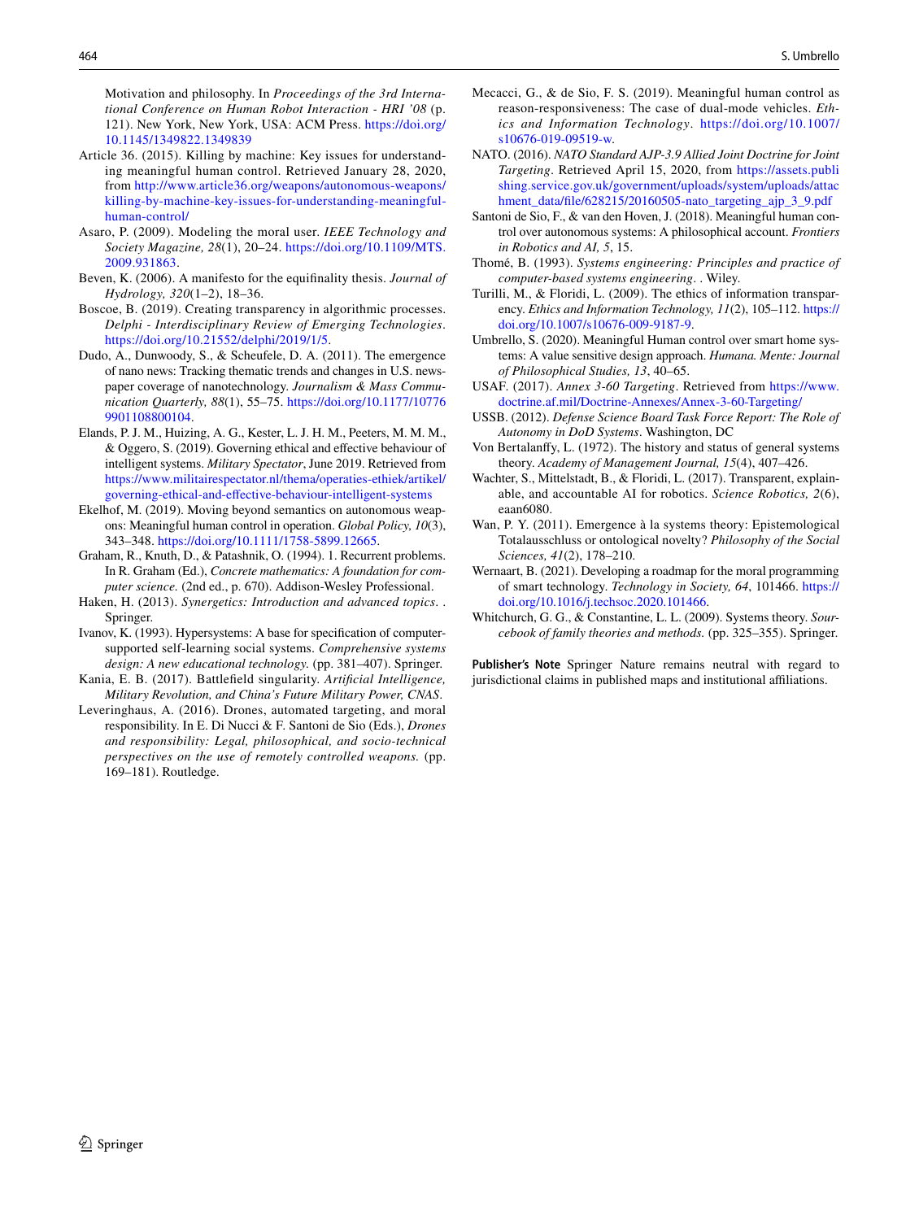Motivation and philosophy. In *Proceedings of the 3rd International Conference on Human Robot Interaction - HRI '08* (p. 121). New York, New York, USA: ACM Press. https://doi.org/10.1145/1349822.1349839

Article 36. (2015). Killing by machine: Key issues for understanding meaningful human control. Retrieved January 28, 2020, from http://www.article36.org/weapons/autonomous-weapons/killing-by-machine-key-issues-for-understanding-meaningful-human-control/

Asaro, P. (2009). Modeling the moral user. *IEEE Technology and Society Magazine, 28*(1), 20–24. https://doi.org/10.1109/MTS.2009.931863.

Beven, K. (2006). A manifesto for the equifinality thesis. *Journal of Hydrology, 320*(1–2), 18–36.

Boscoe, B. (2019). Creating transparency in algorithmic processes. *Delphi - Interdisciplinary Review of Emerging Technologies*. https://doi.org/10.21552/delphi/2019/1/5.

Dudo, A., Dunwoody, S., & Scheufele, D. A. (2011). The emergence of nano news: Tracking thematic trends and changes in U.S. newspaper coverage of nanotechnology. *Journalism & Mass Communication Quarterly, 88*(1), 55–75. https://doi.org/10.1177/107769901108800104.

Elands, P. J. M., Huizing, A. G., Kester, L. J. H. M., Peeters, M. M. M., & Oggero, S. (2019). Governing ethical and effective behaviour of intelligent systems. *Military Spectator*, June 2019. Retrieved from https://www.militairespectator.nl/thema/operaties-ethiek/artikel/governing-ethical-and-effective-behaviour-intelligent-systems

Ekelhof, M. (2019). Moving beyond semantics on autonomous weapons: Meaningful human control in operation. *Global Policy, 10*(3), 343–348. https://doi.org/10.1111/1758-5899.12665.

Graham, R., Knuth, D., & Patashnik, O. (1994). 1. Recurrent problems. In R. Graham (Ed.), *Concrete mathematics: A foundation for computer science.* (2nd ed., p. 670). Addison-Wesley Professional.

Haken, H. (2013). *Synergetics: Introduction and advanced topics*. . Springer.

Ivanov, K. (1993). Hypersystems: A base for specification of computer-supported self-learning social systems. *Comprehensive systems design: A new educational technology.* (pp. 381–407). Springer.

Kania, E. B. (2017). Battlefield singularity. *Artificial Intelligence, Military Revolution, and China's Future Military Power, CNAS*.

Leveringhaus, A. (2016). Drones, automated targeting, and moral responsibility. In E. Di Nucci & F. Santoni de Sio (Eds.), *Drones and responsibility: Legal, philosophical, and socio-technical perspectives on the use of remotely controlled weapons.* (pp. 169–181). Routledge.

Mecacci, G., & de Sio, F. S. (2019). Meaningful human control as reason-responsiveness: The case of dual-mode vehicles. *Ethics and Information Technology*. https://doi.org/10.1007/s10676-019-09519-w.

NATO. (2016). *NATO Standard AJP-3.9 Allied Joint Doctrine for Joint Targeting*. Retrieved April 15, 2020, from https://assets.publishing.service.gov.uk/government/uploads/system/uploads/attachment_data/file/628215/20160505-nato_targeting_ajp_3_9.pdf

Santoni de Sio, F., & van den Hoven, J. (2018). Meaningful human control over autonomous systems: A philosophical account. *Frontiers in Robotics and AI, 5*, 15.

Thomé, B. (1993). *Systems engineering: Principles and practice of computer-based systems engineering*. . Wiley.

Turilli, M., & Floridi, L. (2009). The ethics of information transparency. *Ethics and Information Technology, 11*(2), 105–112. https://doi.org/10.1007/s10676-009-9187-9.

Umbrello, S. (2020). Meaningful Human control over smart home systems: A value sensitive design approach. *Humana. Mente: Journal of Philosophical Studies, 13*, 40–65.

USAF. (2017). *Annex 3-60 Targeting*. Retrieved from https://www.doctrine.af.mil/Doctrine-Annexes/Annex-3-60-Targeting/

USSB. (2012). *Defense Science Board Task Force Report: The Role of Autonomy in DoD Systems*. Washington, DC

Von Bertalanffy, L. (1972). The history and status of general systems theory. *Academy of Management Journal, 15*(4), 407–426.

Wachter, S., Mittelstadt, B., & Floridi, L. (2017). Transparent, explainable, and accountable AI for robotics. *Science Robotics, 2*(6), eaan6080.

Wan, P. Y. (2011). Emergence à la systems theory: Epistemological Totalausschluss or ontological novelty? *Philosophy of the Social Sciences, 41*(2), 178–210.

Wernaart, B. (2021). Developing a roadmap for the moral programming of smart technology. *Technology in Society, 64*, 101466. https://doi.org/10.1016/j.techsoc.2020.101466.

Whitchurch, G. G., & Constantine, L. L. (2009). Systems theory. *Sourcebook of family theories and methods.* (pp. 325–355). Springer.

**Publisher's Note** Springer Nature remains neutral with regard to jurisdictional claims in published maps and institutional affiliations.